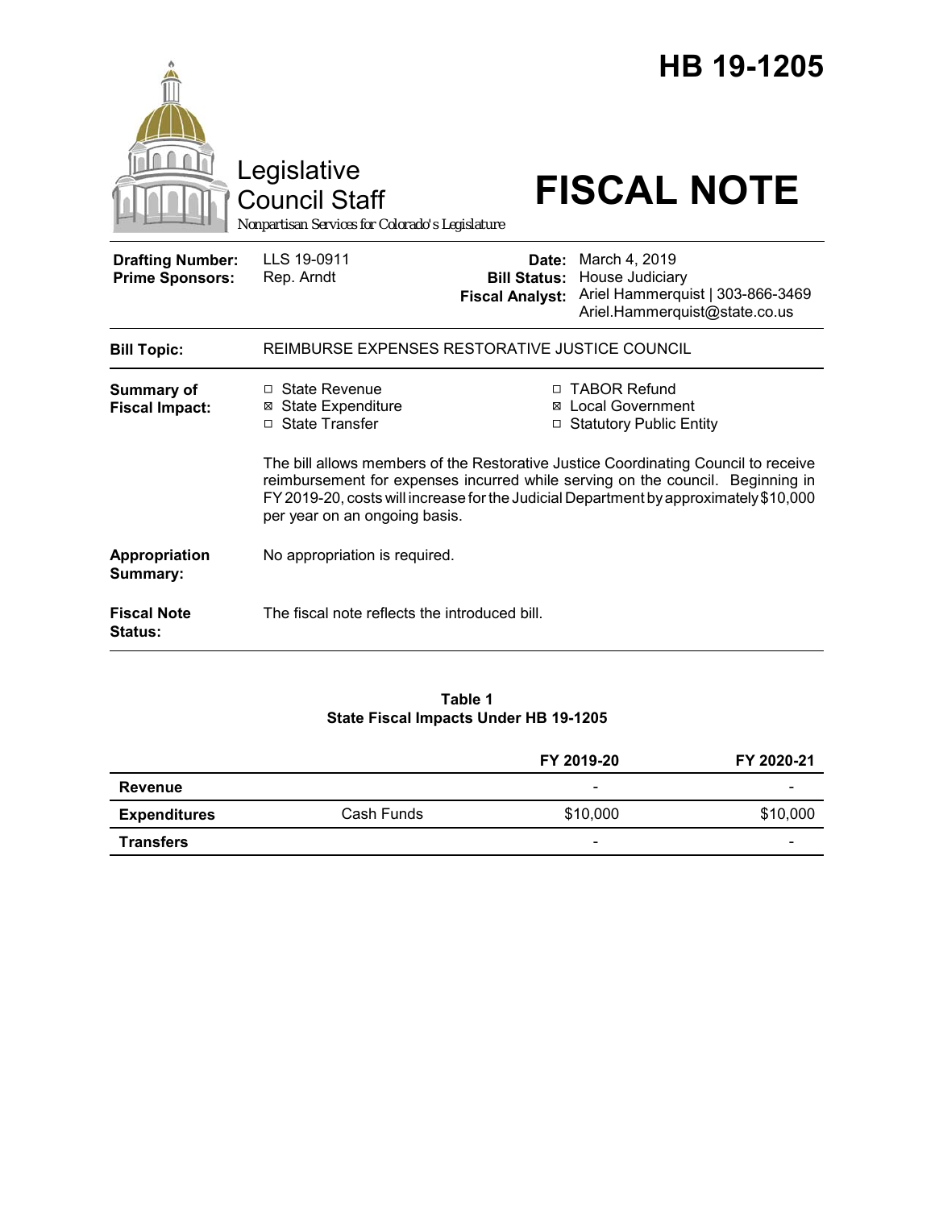# HB 19-1205

Legislative Council Staff
*Nonpartisan Services for Colorado's Legislature*

# FISCAL NOTE

| | | | |
|---|---|---|---|
| **Drafting Number:** | LLS 19-0911 | **Date:** | March 4, 2019 |
| **Prime Sponsors:** | Rep. Arndt | **Bill Status:** | House Judiciary |
| | | **Fiscal Analyst:** | Ariel Hammerquist \| 303-866-3469 Ariel.Hammerquist@state.co.us |

**Bill Topic:** REIMBURSE EXPENSES RESTORATIVE JUSTICE COUNCIL

**Summary of Fiscal Impact:**

- ☐ State Revenue
- ☒ State Expenditure
- ☐ State Transfer
- ☐ TABOR Refund
- ☒ Local Government
- ☐ Statutory Public Entity

The bill allows members of the Restorative Justice Coordinating Council to receive reimbursement for expenses incurred while serving on the council. Beginning in FY 2019-20, costs will increase for the Judicial Department by approximately $10,000 per year on an ongoing basis.

**Appropriation Summary:** No appropriation is required.

**Fiscal Note Status:** The fiscal note reflects the introduced bill.

**Table 1**
**State Fiscal Impacts Under HB 19-1205**

| | | FY 2019-20 | FY 2020-21 |
|---|---|---|---|
| **Revenue** | | - | - |
| **Expenditures** | Cash Funds | $10,000 | $10,000 |
| **Transfers** | | - | - |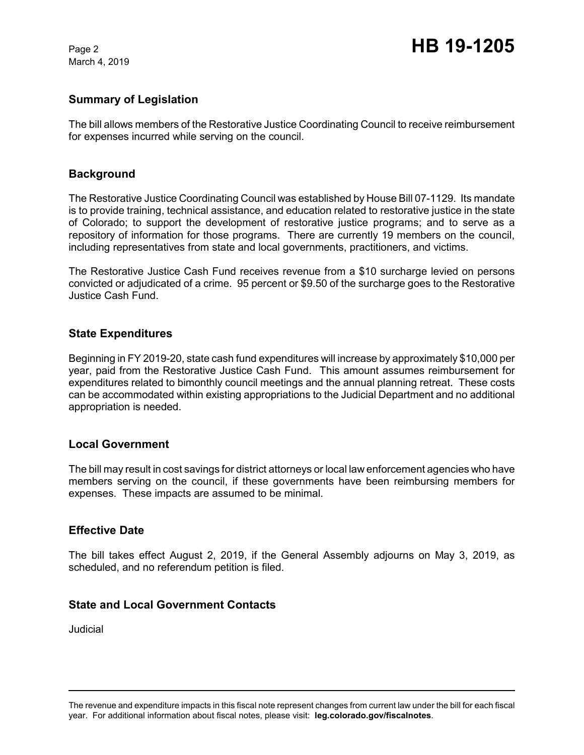## Summary of Legislation

The bill allows members of the Restorative Justice Coordinating Council to receive reimbursement for expenses incurred while serving on the council.

## Background

The Restorative Justice Coordinating Council was established by House Bill 07-1129. Its mandate is to provide training, technical assistance, and education related to restorative justice in the state of Colorado; to support the development of restorative justice programs; and to serve as a repository of information for those programs. There are currently 19 members on the council, including representatives from state and local governments, practitioners, and victims.

The Restorative Justice Cash Fund receives revenue from a $10 surcharge levied on persons convicted or adjudicated of a crime. 95 percent or $9.50 of the surcharge goes to the Restorative Justice Cash Fund.

## State Expenditures

Beginning in FY 2019-20, state cash fund expenditures will increase by approximately $10,000 per year, paid from the Restorative Justice Cash Fund. This amount assumes reimbursement for expenditures related to bimonthly council meetings and the annual planning retreat. These costs can be accommodated within existing appropriations to the Judicial Department and no additional appropriation is needed.

## Local Government

The bill may result in cost savings for district attorneys or local law enforcement agencies who have members serving on the council, if these governments have been reimbursing members for expenses. These impacts are assumed to be minimal.

## Effective Date

The bill takes effect August 2, 2019, if the General Assembly adjourns on May 3, 2019, as scheduled, and no referendum petition is filed.

## State and Local Government Contacts

Judicial

The revenue and expenditure impacts in this fiscal note represent changes from current law under the bill for each fiscal year. For additional information about fiscal notes, please visit: **leg.colorado.gov/fiscalnotes**.